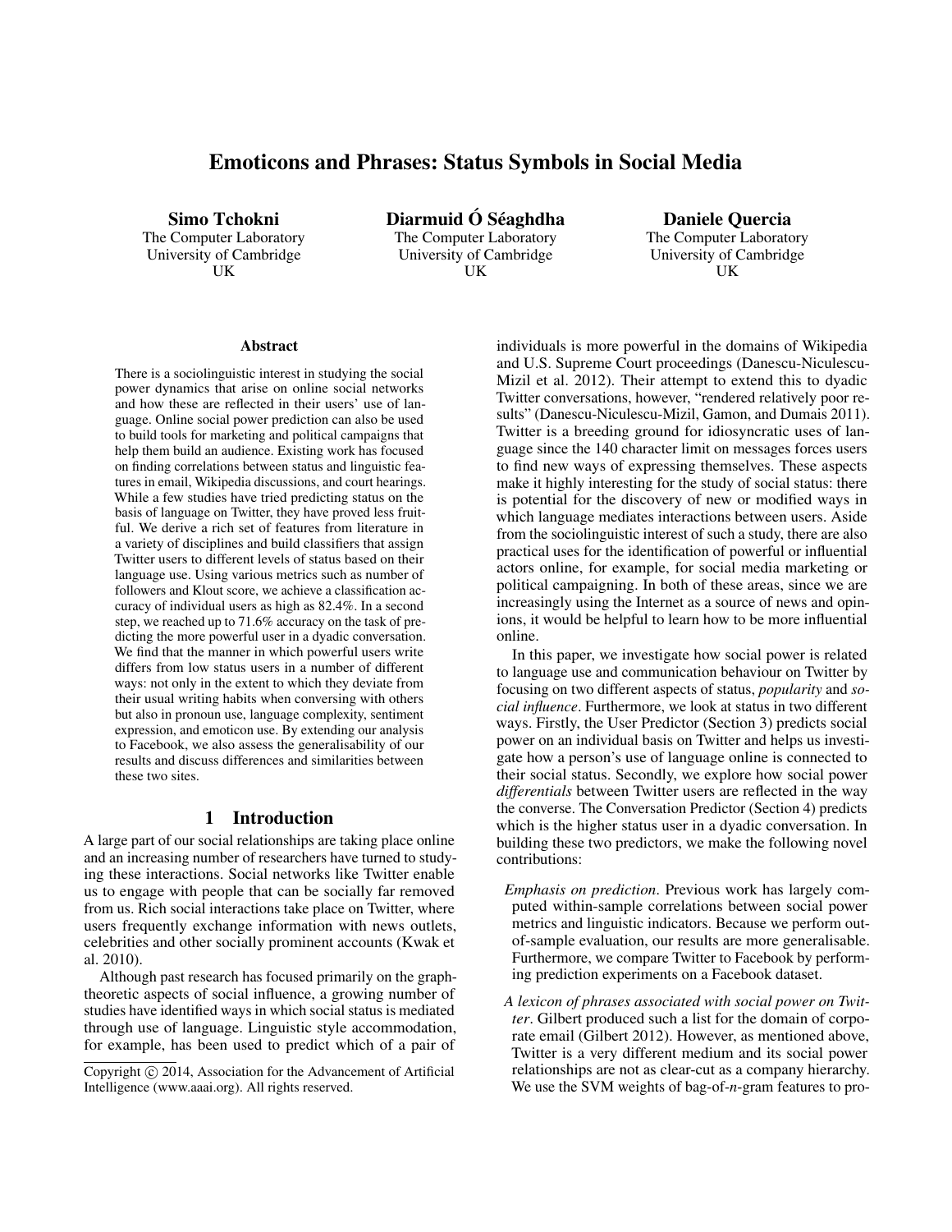# Emoticons and Phrases: Status Symbols in Social Media

**Simo Tchokni**
The Computer Laboratory
University of Cambridge
UK

**Diarmuid Ó Séaghdha**
The Computer Laboratory
University of Cambridge
UK

**Daniele Quercia**
The Computer Laboratory
University of Cambridge
UK

### Abstract

There is a sociolinguistic interest in studying the social power dynamics that arise on online social networks and how these are reflected in their users' use of language. Online social power prediction can also be used to build tools for marketing and political campaigns that help them build an audience. Existing work has focused on finding correlations between status and linguistic features in email, Wikipedia discussions, and court hearings. While a few studies have tried predicting status on the basis of language on Twitter, they have proved less fruitful. We derive a rich set of features from literature in a variety of disciplines and build classifiers that assign Twitter users to different levels of status based on their language use. Using various metrics such as number of followers and Klout score, we achieve a classification accuracy of individual users as high as 82.4%. In a second step, we reached up to 71.6% accuracy on the task of predicting the more powerful user in a dyadic conversation. We find that the manner in which powerful users write differs from low status users in a number of different ways: not only in the extent to which they deviate from their usual writing habits when conversing with others but also in pronoun use, language complexity, sentiment expression, and emoticon use. By extending our analysis to Facebook, we also assess the generalisability of our results and discuss differences and similarities between these two sites.

## 1 Introduction

A large part of our social relationships are taking place online and an increasing number of researchers have turned to studying these interactions. Social networks like Twitter enable us to engage with people that can be socially far removed from us. Rich social interactions take place on Twitter, where users frequently exchange information with news outlets, celebrities and other socially prominent accounts (Kwak et al. 2010).

Although past research has focused primarily on the graph-theoretic aspects of social influence, a growing number of studies have identified ways in which social status is mediated through use of language. Linguistic style accommodation, for example, has been used to predict which of a pair of individuals is more powerful in the domains of Wikipedia and U.S. Supreme Court proceedings (Danescu-Niculescu-Mizil et al. 2012). Their attempt to extend this to dyadic Twitter conversations, however, "rendered relatively poor results" (Danescu-Niculescu-Mizil, Gamon, and Dumais 2011). Twitter is a breeding ground for idiosyncratic uses of language since the 140 character limit on messages forces users to find new ways of expressing themselves. These aspects make it highly interesting for the study of social status: there is potential for the discovery of new or modified ways in which language mediates interactions between users. Aside from the sociolinguistic interest of such a study, there are also practical uses for the identification of powerful or influential actors online, for example, for social media marketing or political campaigning. In both of these areas, since we are increasingly using the Internet as a source of news and opinions, it would be helpful to learn how to be more influential online.

In this paper, we investigate how social power is related to language use and communication behaviour on Twitter by focusing on two different aspects of status, *popularity* and *social influence*. Furthermore, we look at status in two different ways. Firstly, the User Predictor (Section 3) predicts social power on an individual basis on Twitter and helps us investigate how a person's use of language online is connected to their social status. Secondly, we explore how social power *differentials* between Twitter users are reflected in the way the converse. The Conversation Predictor (Section 4) predicts which is the higher status user in a dyadic conversation. In building these two predictors, we make the following novel contributions:

- *Emphasis on prediction*. Previous work has largely computed within-sample correlations between social power metrics and linguistic indicators. Because we perform out-of-sample evaluation, our results are more generalisable. Furthermore, we compare Twitter to Facebook by performing prediction experiments on a Facebook dataset.
- *A lexicon of phrases associated with social power on Twitter*. Gilbert produced such a list for the domain of corporate email (Gilbert 2012). However, as mentioned above, Twitter is a very different medium and its social power relationships are not as clear-cut as a company hierarchy. We use the SVM weights of bag-of-*n*-gram features to pro-

Copyright © 2014, Association for the Advancement of Artificial Intelligence (www.aaai.org). All rights reserved.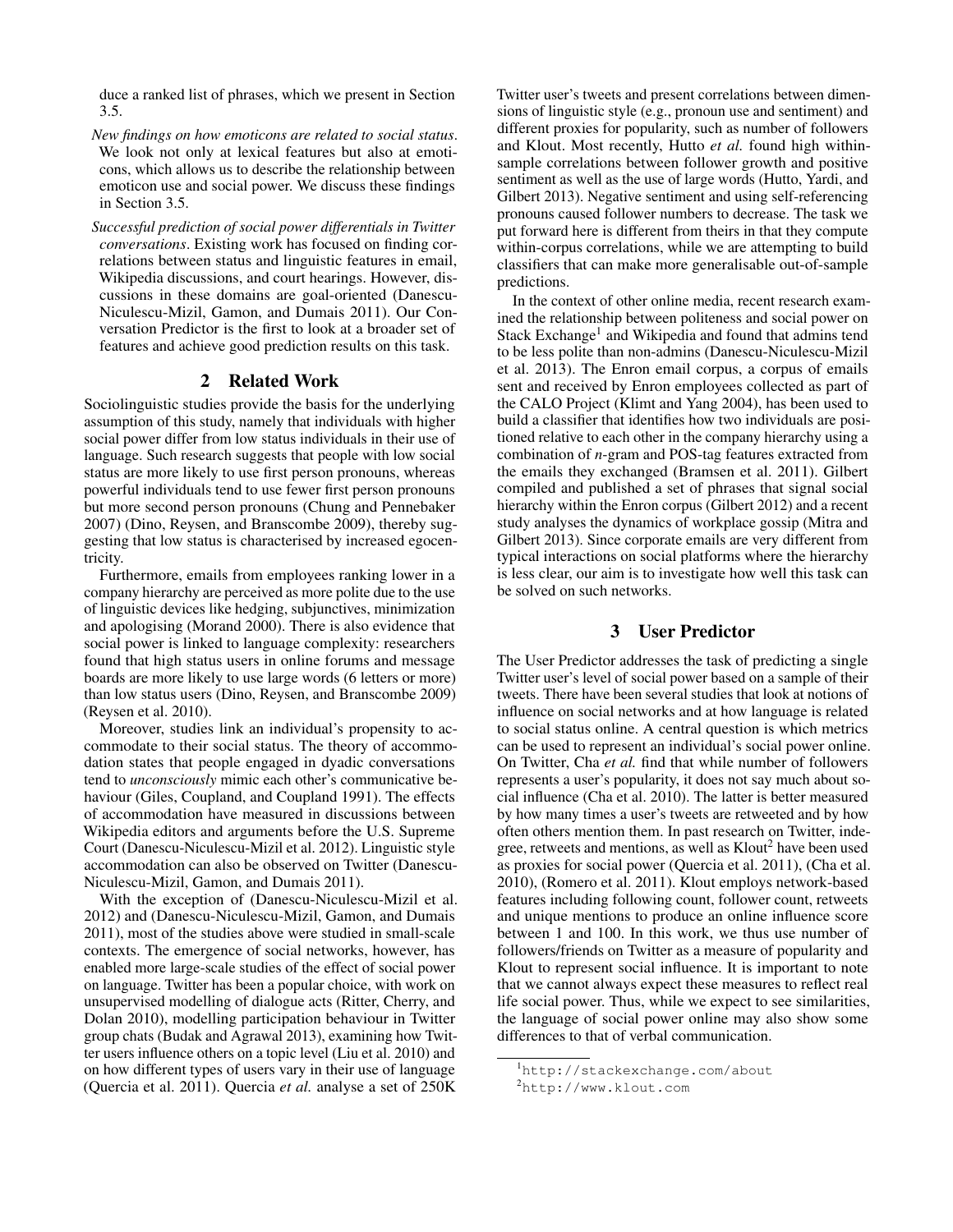duce a ranked list of phrases, which we present in Section 3.5.

- *New findings on how emoticons are related to social status*. We look not only at lexical features but also at emoticons, which allows us to describe the relationship between emoticon use and social power. We discuss these findings in Section 3.5.
- *Successful prediction of social power differentials in Twitter conversations*. Existing work has focused on finding correlations between status and linguistic features in email, Wikipedia discussions, and court hearings. However, discussions in these domains are goal-oriented (Danescu-Niculescu-Mizil, Gamon, and Dumais 2011). Our Conversation Predictor is the first to look at a broader set of features and achieve good prediction results on this task.

## 2 Related Work

Sociolinguistic studies provide the basis for the underlying assumption of this study, namely that individuals with higher social power differ from low status individuals in their use of language. Such research suggests that people with low social status are more likely to use first person pronouns, whereas powerful individuals tend to use fewer first person pronouns but more second person pronouns (Chung and Pennebaker 2007) (Dino, Reysen, and Branscombe 2009), thereby suggesting that low status is characterised by increased egocentricity.

Furthermore, emails from employees ranking lower in a company hierarchy are perceived as more polite due to the use of linguistic devices like hedging, subjunctives, minimization and apologising (Morand 2000). There is also evidence that social power is linked to language complexity: researchers found that high status users in online forums and message boards are more likely to use large words (6 letters or more) than low status users (Dino, Reysen, and Branscombe 2009) (Reysen et al. 2010).

Moreover, studies link an individual's propensity to accommodate to their social status. The theory of accommodation states that people engaged in dyadic conversations tend to *unconsciously* mimic each other's communicative behaviour (Giles, Coupland, and Coupland 1991). The effects of accommodation have measured in discussions between Wikipedia editors and arguments before the U.S. Supreme Court (Danescu-Niculescu-Mizil et al. 2012). Linguistic style accommodation can also be observed on Twitter (Danescu-Niculescu-Mizil, Gamon, and Dumais 2011).

With the exception of (Danescu-Niculescu-Mizil et al. 2012) and (Danescu-Niculescu-Mizil, Gamon, and Dumais 2011), most of the studies above were studied in small-scale contexts. The emergence of social networks, however, has enabled more large-scale studies of the effect of social power on language. Twitter has been a popular choice, with work on unsupervised modelling of dialogue acts (Ritter, Cherry, and Dolan 2010), modelling participation behaviour in Twitter group chats (Budak and Agrawal 2013), examining how Twitter users influence others on a topic level (Liu et al. 2010) and on how different types of users vary in their use of language (Quercia et al. 2011). Quercia *et al.* analyse a set of 250K Twitter user's tweets and present correlations between dimensions of linguistic style (e.g., pronoun use and sentiment) and different proxies for popularity, such as number of followers and Klout. Most recently, Hutto *et al.* found high within-sample correlations between follower growth and positive sentiment as well as the use of large words (Hutto, Yardi, and Gilbert 2013). Negative sentiment and using self-referencing pronouns caused follower numbers to decrease. The task we put forward here is different from theirs in that they compute within-corpus correlations, while we are attempting to build classifiers that can make more generalisable out-of-sample predictions.

In the context of other online media, recent research examined the relationship between politeness and social power on Stack Exchange[1] and Wikipedia and found that admins tend to be less polite than non-admins (Danescu-Niculescu-Mizil et al. 2013). The Enron email corpus, a corpus of emails sent and received by Enron employees collected as part of the CALO Project (Klimt and Yang 2004), has been used to build a classifier that identifies how two individuals are positioned relative to each other in the company hierarchy using a combination of *n*-gram and POS-tag features extracted from the emails they exchanged (Bramsen et al. 2011). Gilbert compiled and published a set of phrases that signal social hierarchy within the Enron corpus (Gilbert 2012) and a recent study analyses the dynamics of workplace gossip (Mitra and Gilbert 2013). Since corporate emails are very different from typical interactions on social platforms where the hierarchy is less clear, our aim is to investigate how well this task can be solved on such networks.

## 3 User Predictor

The User Predictor addresses the task of predicting a single Twitter user's level of social power based on a sample of their tweets. There have been several studies that look at notions of influence on social networks and at how language is related to social status online. A central question is which metrics can be used to represent an individual's social power online. On Twitter, Cha *et al.* find that while number of followers represents a user's popularity, it does not say much about social influence (Cha et al. 2010). The latter is better measured by how many times a user's tweets are retweeted and by how often others mention them. In past research on Twitter, indegree, retweets and mentions, as well as Klout[2] have been used as proxies for social power (Quercia et al. 2011), (Cha et al. 2010), (Romero et al. 2011). Klout employs network-based features including following count, follower count, retweets and unique mentions to produce an online influence score between 1 and 100. In this work, we thus use number of followers/friends on Twitter as a measure of popularity and Klout to represent social influence. It is important to note that we cannot always expect these measures to reflect real life social power. Thus, while we expect to see similarities, the language of social power online may also show some differences to that of verbal communication.

[1] http://stackexchange.com/about

[2] http://www.klout.com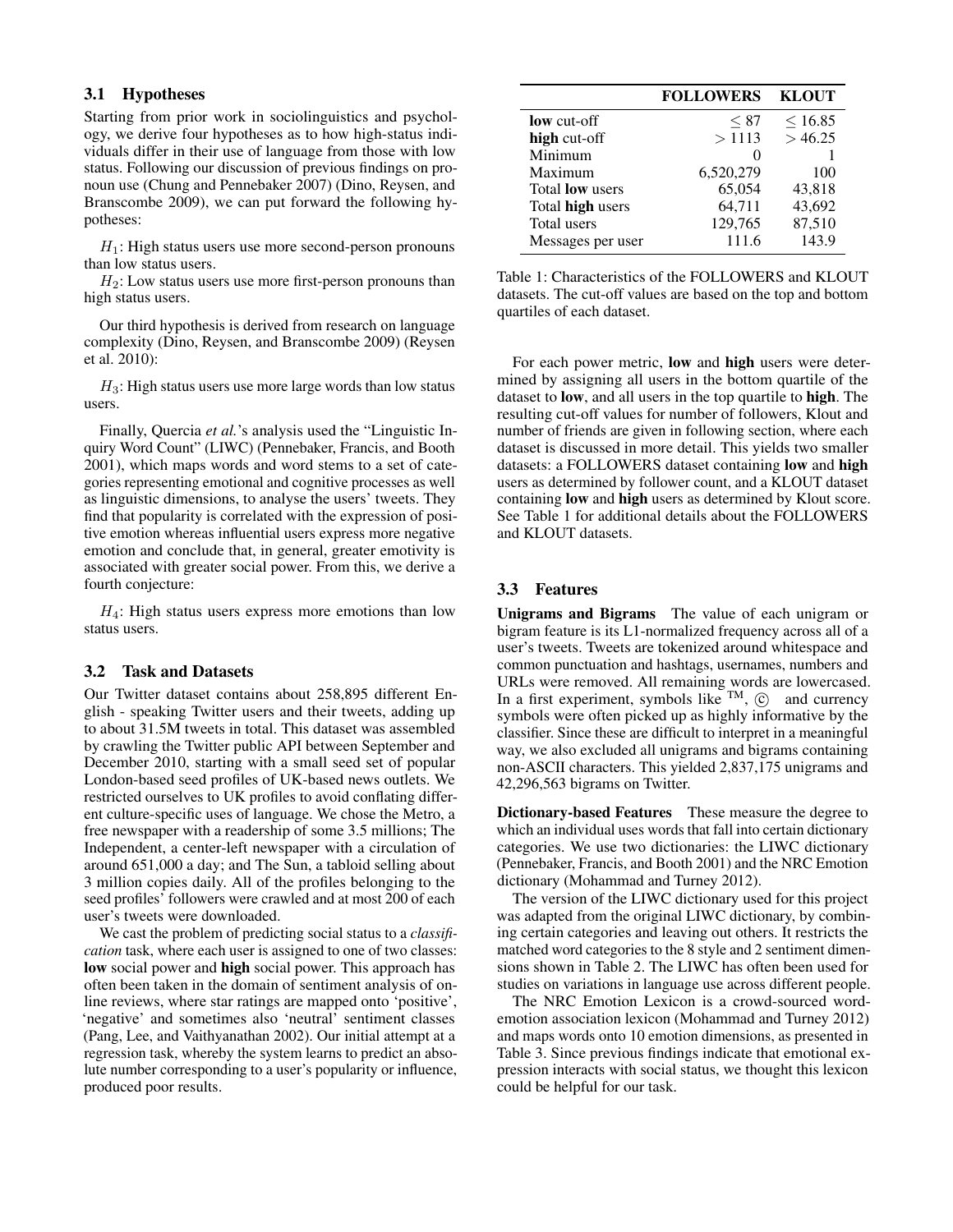### 3.1 Hypotheses

Starting from prior work in sociolinguistics and psychology, we derive four hypotheses as to how high-status individuals differ in their use of language from those with low status. Following our discussion of previous findings on pronoun use (Chung and Pennebaker 2007) (Dino, Reysen, and Branscombe 2009), we can put forward the following hypotheses:

$H_1$: High status users use more second-person pronouns than low status users.

$H_2$: Low status users use more first-person pronouns than high status users.

Our third hypothesis is derived from research on language complexity (Dino, Reysen, and Branscombe 2009) (Reysen et al. 2010):

$H_3$: High status users use more large words than low status users.

Finally, Quercia *et al.*'s analysis used the "Linguistic Inquiry Word Count" (LIWC) (Pennebaker, Francis, and Booth 2001), which maps words and word stems to a set of categories representing emotional and cognitive processes as well as linguistic dimensions, to analyse the users' tweets. They find that popularity is correlated with the expression of positive emotion whereas influential users express more negative emotion and conclude that, in general, greater emotivity is associated with greater social power. From this, we derive a fourth conjecture:

$H_4$: High status users express more emotions than low status users.

### 3.2 Task and Datasets

Our Twitter dataset contains about 258,895 different English - speaking Twitter users and their tweets, adding up to about 31.5M tweets in total. This dataset was assembled by crawling the Twitter public API between September and December 2010, starting with a small seed set of popular London-based seed profiles of UK-based news outlets. We restricted ourselves to UK profiles to avoid conflating different culture-specific uses of language. We chose the Metro, a free newspaper with a readership of some 3.5 millions; The Independent, a center-left newspaper with a circulation of around 651,000 a day; and The Sun, a tabloid selling about 3 million copies daily. All of the profiles belonging to the seed profiles' followers were crawled and at most 200 of each user's tweets were downloaded.

We cast the problem of predicting social status to a *classification* task, where each user is assigned to one of two classes: **low** social power and **high** social power. This approach has often been taken in the domain of sentiment analysis of online reviews, where star ratings are mapped onto 'positive', 'negative' and sometimes also 'neutral' sentiment classes (Pang, Lee, and Vaithyanathan 2002). Our initial attempt at a regression task, whereby the system learns to predict an absolute number corresponding to a user's popularity or influence, produced poor results.

| | **FOLLOWERS** | **KLOUT** |
|---|---|---|
| **low** cut-off | $\leq 87$ | $\leq 16.85$ |
| **high** cut-off | $> 1113$ | $> 46.25$ |
| Minimum | 0 | 1 |
| Maximum | 6,520,279 | 100 |
| Total **low** users | 65,054 | 43,818 |
| Total **high** users | 64,711 | 43,692 |
| Total users | 129,765 | 87,510 |
| Messages per user | 111.6 | 143.9 |

Table 1: Characteristics of the FOLLOWERS and KLOUT datasets. The cut-off values are based on the top and bottom quartiles of each dataset.

For each power metric, **low** and **high** users were determined by assigning all users in the bottom quartile of the dataset to **low**, and all users in the top quartile to **high**. The resulting cut-off values for number of followers, Klout and number of friends are given in following section, where each dataset is discussed in more detail. This yields two smaller datasets: a FOLLOWERS dataset containing **low** and **high** users as determined by follower count, and a KLOUT dataset containing **low** and **high** users as determined by Klout score. See Table 1 for additional details about the FOLLOWERS and KLOUT datasets.

### 3.3 Features

**Unigrams and Bigrams** The value of each unigram or bigram feature is its L1-normalized frequency across all of a user's tweets. Tweets are tokenized around whitespace and common punctuation and hashtags, usernames, numbers and URLs were removed. All remaining words are lowercased. In a first experiment, symbols like ™, © and currency symbols were often picked up as highly informative by the classifier. Since these are difficult to interpret in a meaningful way, we also excluded all unigrams and bigrams containing non-ASCII characters. This yielded 2,837,175 unigrams and 42,296,563 bigrams on Twitter.

**Dictionary-based Features** These measure the degree to which an individual uses words that fall into certain dictionary categories. We use two dictionaries: the LIWC dictionary (Pennebaker, Francis, and Booth 2001) and the NRC Emotion dictionary (Mohammad and Turney 2012).

The version of the LIWC dictionary used for this project was adapted from the original LIWC dictionary, by combining certain categories and leaving out others. It restricts the matched word categories to the 8 style and 2 sentiment dimensions shown in Table 2. The LIWC has often been used for studies on variations in language use across different people.

The NRC Emotion Lexicon is a crowd-sourced word-emotion association lexicon (Mohammad and Turney 2012) and maps words onto 10 emotion dimensions, as presented in Table 3. Since previous findings indicate that emotional expression interacts with social status, we thought this lexicon could be helpful for our task.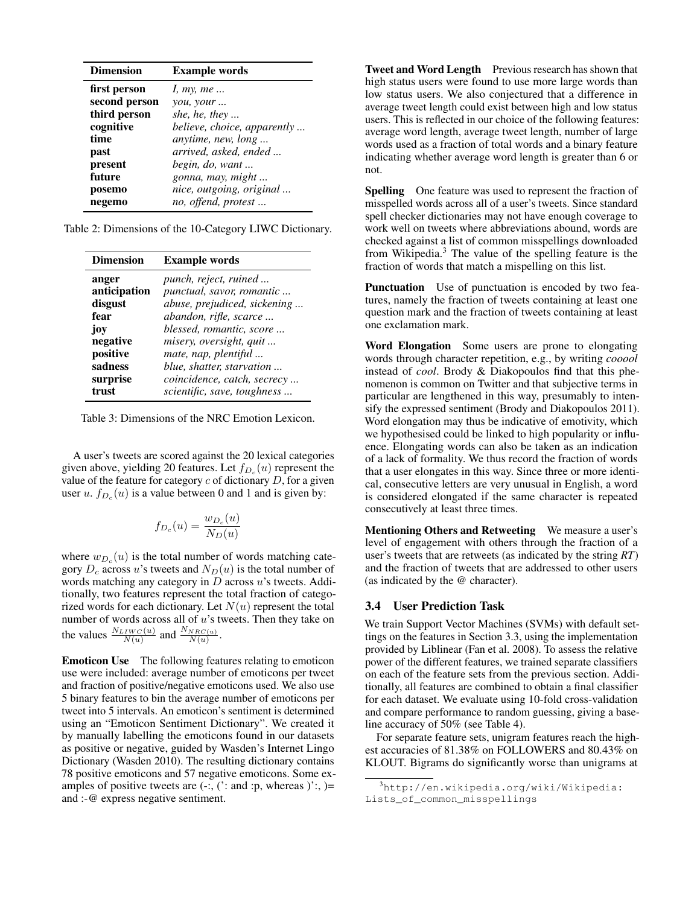| Dimension | Example words |
|---|---|
| **first person** | *I, my, me ...* |
| **second person** | *you, your ...* |
| **third person** | *she, he, they ...* |
| **cognitive** | *believe, choice, apparently ...* |
| **time** | *anytime, new, long ...* |
| **past** | *arrived, asked, ended ...* |
| **present** | *begin, do, want ...* |
| **future** | *gonna, may, might ...* |
| **posemo** | *nice, outgoing, original ...* |
| **negemo** | *no, offend, protest ...* |

Table 2: Dimensions of the 10-Category LIWC Dictionary.

| Dimension | Example words |
|---|---|
| **anger** | *punch, reject, ruined ...* |
| **anticipation** | *punctual, savor, romantic ...* |
| **disgust** | *abuse, prejudiced, sickening ...* |
| **fear** | *abandon, rifle, scarce ...* |
| **joy** | *blessed, romantic, score ...* |
| **negative** | *misery, oversight, quit ...* |
| **positive** | *mate, nap, plentiful ...* |
| **sadness** | *blue, shatter, starvation ...* |
| **surprise** | *coincidence, catch, secrecy ...* |
| **trust** | *scientific, save, toughness ...* |

Table 3: Dimensions of the NRC Emotion Lexicon.

A user's tweets are scored against the 20 lexical categories given above, yielding 20 features. Let $f_{D_c}(u)$ represent the value of the feature for category $c$ of dictionary $D$, for a given user $u$. $f_{D_c}(u)$ is a value between 0 and 1 and is given by:

$$f_{D_c}(u) = \frac{w_{D_c}(u)}{N_D(u)}$$

where $w_{D_c}(u)$ is the total number of words matching category $D_c$ across $u$'s tweets and $N_D(u)$ is the total number of words matching any category in $D$ across $u$'s tweets. Additionally, two features represent the total fraction of categorized words for each dictionary. Let $N(u)$ represent the total number of words across all of $u$'s tweets. Then they take on the values $\frac{N_{LIWC}(u)}{N(u)}$ and $\frac{N_{NRC}(u)}{N(u)}$.

**Emoticon Use** The following features relating to emoticon use were included: average number of emoticons per tweet and fraction of positive/negative emoticons used. We also use 5 binary features to bin the average number of emoticons per tweet into 5 intervals. An emoticon's sentiment is determined using an "Emoticon Sentiment Dictionary". We created it by manually labelling the emoticons found in our datasets as positive or negative, guided by Wasden's Internet Lingo Dictionary (Wasden 2010). The resulting dictionary contains 78 positive emoticons and 57 negative emoticons. Some examples of positive tweets are (-:, (': and :p, whereas )':, )= and :-@ express negative sentiment.

**Tweet and Word Length** Previous research has shown that high status users were found to use more large words than low status users. We also conjectured that a difference in average tweet length could exist between high and low status users. This is reflected in our choice of the following features: average word length, average tweet length, number of large words used as a fraction of total words and a binary feature indicating whether average word length is greater than 6 or not.

**Spelling** One feature was used to represent the fraction of misspelled words across all of a user's tweets. Since standard spell checker dictionaries may not have enough coverage to work well on tweets where abbreviations abound, words are checked against a list of common misspellings downloaded from Wikipedia.[3] The value of the spelling feature is the fraction of words that match a mispelling on this list.

**Punctuation** Use of punctuation is encoded by two features, namely the fraction of tweets containing at least one question mark and the fraction of tweets containing at least one exclamation mark.

**Word Elongation** Some users are prone to elongating words through character repetition, e.g., by writing *cooool* instead of *cool*. Brody & Diakopoulos find that this phenomenon is common on Twitter and that subjective terms in particular are lengthened in this way, presumably to intensify the expressed sentiment (Brody and Diakopoulos 2011). Word elongation may thus be indicative of emotivity, which we hypothesised could be linked to high popularity or influence. Elongating words can also be taken as an indication of a lack of formality. We thus record the fraction of words that a user elongates in this way. Since three or more identical, consecutive letters are very unusual in English, a word is considered elongated if the same character is repeated consecutively at least three times.

**Mentioning Others and Retweeting** We measure a user's level of engagement with others through the fraction of a user's tweets that are retweets (as indicated by the string ***RT***) and the fraction of tweets that are addressed to other users (as indicated by the @ character).

### 3.4 User Prediction Task

We train Support Vector Machines (SVMs) with default settings on the features in Section 3.3, using the implementation provided by Liblinear (Fan et al. 2008). To assess the relative power of the different features, we trained separate classifiers on each of the feature sets from the previous section. Additionally, all features are combined to obtain a final classifier for each dataset. We evaluate using 10-fold cross-validation and compare performance to random guessing, giving a baseline accuracy of 50% (see Table 4).

For separate feature sets, unigram features reach the highest accuracies of 81.38% on FOLLOWERS and 80.43% on KLOUT. Bigrams do significantly worse than unigrams at

[3] http://en.wikipedia.org/wiki/Wikipedia:Lists_of_common_misspellings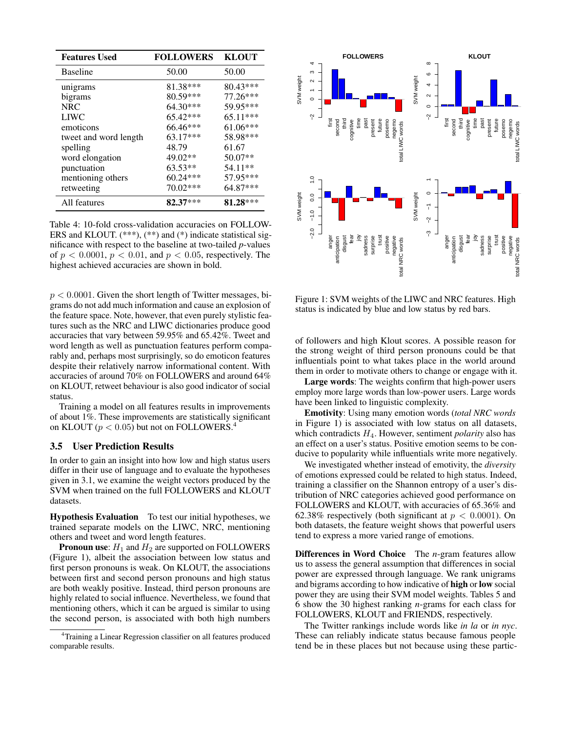| Features Used | FOLLOWERS | KLOUT |
|---|---|---|
| Baseline | 50.00 | 50.00 |
| unigrams | 81.38*** | 80.43*** |
| bigrams | 80.59*** | 77.26*** |
| NRC | 64.30*** | 59.95*** |
| LIWC | 65.42*** | 65.11*** |
| emoticons | 66.46*** | 61.06*** |
| tweet and word length | 63.17*** | 58.98*** |
| spelling | 48.79 | 61.67 |
| word elongation | 49.02** | 50.07** |
| punctuation | 63.53** | 54.11** |
| mentioning others | 60.24*** | 57.95*** |
| retweeting | 70.02*** | 64.87*** |
| All features | **82.37*** | **81.28*** |

Table 4: 10-fold cross-validation accuracies on FOLLOWERS and KLOUT. (***), (**) and (*) indicate statistical significance with respect to the baseline at two-tailed *p*-values of $p < 0.0001$, $p < 0.01$, and $p < 0.05$, respectively. The highest achieved accuracies are shown in bold.

$p < 0.0001$. Given the short length of Twitter messages, bigrams do not add much information and cause an explosion of the feature space. Note, however, that even purely stylistic features such as the NRC and LIWC dictionaries produce good accuracies that vary between 59.95% and 65.42%. Tweet and word length as well as punctuation features perform comparably and, perhaps most surprisingly, so do emoticon features despite their relatively narrow informational content. With accuracies of around 70% on FOLLOWERS and around 64% on KLOUT, retweet behaviour is also good indicator of social status.

Training a model on all features results in improvements of about 1%. These improvements are statistically significant on KLOUT ($p < 0.05$) but not on FOLLOWERS.[4]

### 3.5 User Prediction Results

In order to gain an insight into how low and high status users differ in their use of language and to evaluate the hypotheses given in 3.1, we examine the weight vectors produced by the SVM when trained on the full FOLLOWERS and KLOUT datasets.

**Hypothesis Evaluation** To test our initial hypotheses, we trained separate models on the LIWC, NRC, mentioning others and tweet and word length features.

**Pronoun use**: $H_1$ and $H_2$ are supported on FOLLOWERS (Figure 1), albeit the association between low status and first person pronouns is weak. On KLOUT, the associations between first and second person pronouns and high status are both weakly positive. Instead, third person pronouns are highly related to social influence. Nevertheless, we found that mentioning others, which it can be argued is similar to using the second person, is associated with both high numbers of followers and high Klout scores. A possible reason for the strong weight of third person pronouns could be that influentials point to what takes place in the world around them in order to motivate others to change or engage with it.

[4]Training a Linear Regression classifier on all features produced comparable results.

Figure 1: SVM weights of the LIWC and NRC features. High status is indicated by blue and low status by red bars.

**Large words**: The weights confirm that high-power users employ more large words than low-power users. Large words have been linked to linguistic complexity.

**Emotivity**: Using many emotion words (*total NRC words* in Figure 1) is associated with low status on all datasets, which contradicts $H_4$. However, sentiment *polarity* also has an effect on a user's status. Positive emotion seems to be conducive to popularity while influentials write more negatively.

We investigated whether instead of emotivity, the *diversity* of emotions expressed could be related to high status. Indeed, training a classifier on the Shannon entropy of a user's distribution of NRC categories achieved good performance on FOLLOWERS and KLOUT, with accuracies of 65.36% and 62.38% respectively (both significant at $p < 0.0001$). On both datasets, the feature weight shows that powerful users tend to express a more varied range of emotions.

**Differences in Word Choice** The *n*-gram features allow us to assess the general assumption that differences in social power are expressed through language. We rank unigrams and bigrams according to how indicative of **high** or **low** social power they are using their SVM model weights. Tables 5 and 6 show the 30 highest ranking *n*-grams for each class for FOLLOWERS, KLOUT and FRIENDS, respectively.

The Twitter rankings include words like *in la* or *in nyc*. These can reliably indicate status because famous people tend be in these places but not because using these partic-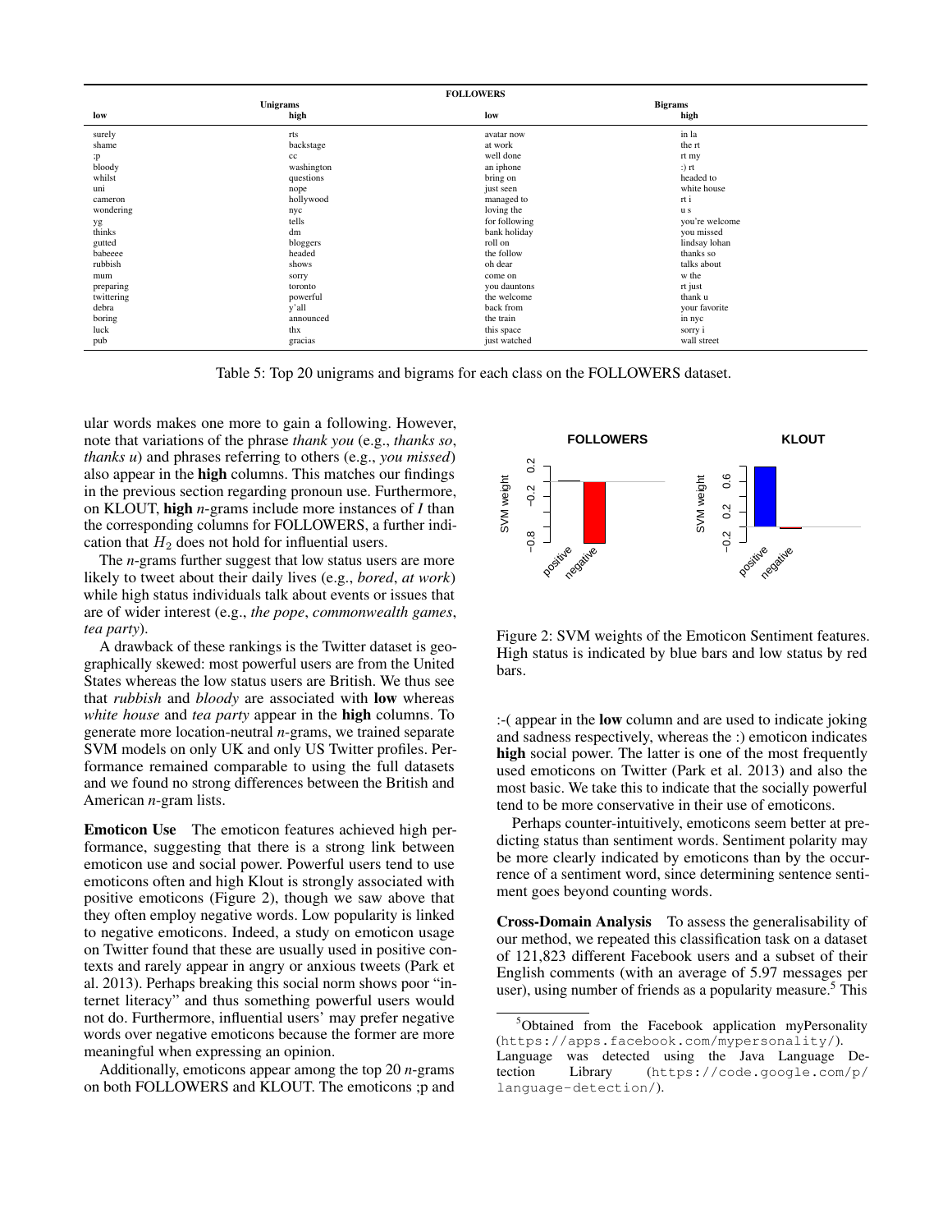| FOLLOWERS | | | |
|---|---|---|---|
| Unigrams | | Bigrams | |
| low | high | low | high |
| surely | rts | avatar now | in la |
| shame | backstage | at work | the rt |
| ;p | cc | well done | rt my |
| bloody | washington | an iphone | :) rt |
| whilst | questions | bring on | headed to |
| uni | nope | just seen | white house |
| cameron | hollywood | managed to | rt i |
| wondering | nyc | loving the | u s |
| yg | tells | for following | you're welcome |
| thinks | dm | bank holiday | you missed |
| gutted | bloggers | roll on | lindsay lohan |
| babeeee | headed | the follow | thanks so |
| rubbish | shows | oh dear | talks about |
| mum | sorry | come on | w the |
| preparing | toronto | you dauntons | rt just |
| twittering | powerful | the welcome | thank u |
| debra | y'all | back from | your favorite |
| boring | announced | the train | in nyc |
| luck | thx | this space | sorry i |
| pub | gracias | just watched | wall street |

Table 5: Top 20 unigrams and bigrams for each class on the FOLLOWERS dataset.

ular words makes one more to gain a following. However, note that variations of the phrase *thank you* (e.g., *thanks so*, *thanks u*) and phrases referring to others (e.g., *you missed*) also appear in the **high** columns. This matches our findings in the previous section regarding pronoun use. Furthermore, on KLOUT, **high** *n*-grams include more instances of *I* than the corresponding columns for FOLLOWERS, a further indication that $H_2$ does not hold for influential users.

The *n*-grams further suggest that low status users are more likely to tweet about their daily lives (e.g., *bored*, *at work*) while high status individuals talk about events or issues that are of wider interest (e.g., *the pope*, *commonwealth games*, *tea party*).

A drawback of these rankings is the Twitter dataset is geographically skewed: most powerful users are from the United States whereas the low status users are British. We thus see that *rubbish* and *bloody* are associated with **low** whereas *white house* and *tea party* appear in the **high** columns. To generate more location-neutral *n*-grams, we trained separate SVM models on only UK and only US Twitter profiles. Performance remained comparable to using the full datasets and we found no strong differences between the British and American *n*-gram lists.

**Emoticon Use** The emoticon features achieved high performance, suggesting that there is a strong link between emoticon use and social power. Powerful users tend to use emoticons often and high Klout is strongly associated with positive emoticons (Figure 2), though we saw above that they often employ negative words. Low popularity is linked to negative emoticons. Indeed, a study on emoticon usage on Twitter found that these are usually used in positive contexts and rarely appear in angry or anxious tweets (Park et al. 2013). Perhaps breaking this social norm shows poor "internet literacy" and thus something powerful users would not do. Furthermore, influential users' may prefer negative words over negative emoticons because the former are more meaningful when expressing an opinion.

Additionally, emoticons appear among the top 20 *n*-grams on both FOLLOWERS and KLOUT. The emoticons ;p and :-( appear in the **low** column and are used to indicate joking and sadness respectively, whereas the :) emoticon indicates **high** social power. The latter is one of the most frequently used emoticons on Twitter (Park et al. 2013) and also the most basic. We take this to indicate that the socially powerful tend to be more conservative in their use of emoticons.

Figure 2: SVM weights of the Emoticon Sentiment features. High status is indicated by blue bars and low status by red bars.

Perhaps counter-intuitively, emoticons seem better at predicting status than sentiment words. Sentiment polarity may be more clearly indicated by emoticons than by the occurrence of a sentiment word, since determining sentence sentiment goes beyond counting words.

**Cross-Domain Analysis** To assess the generalisability of our method, we repeated this classification task on a dataset of 121,823 different Facebook users and a subset of their English comments (with an average of 5.97 messages per user), using number of friends as a popularity measure.[5] This

[5] Obtained from the Facebook application myPersonality (https://apps.facebook.com/mypersonality/). Language was detected using the Java Language Detection Library (https://code.google.com/p/language-detection/).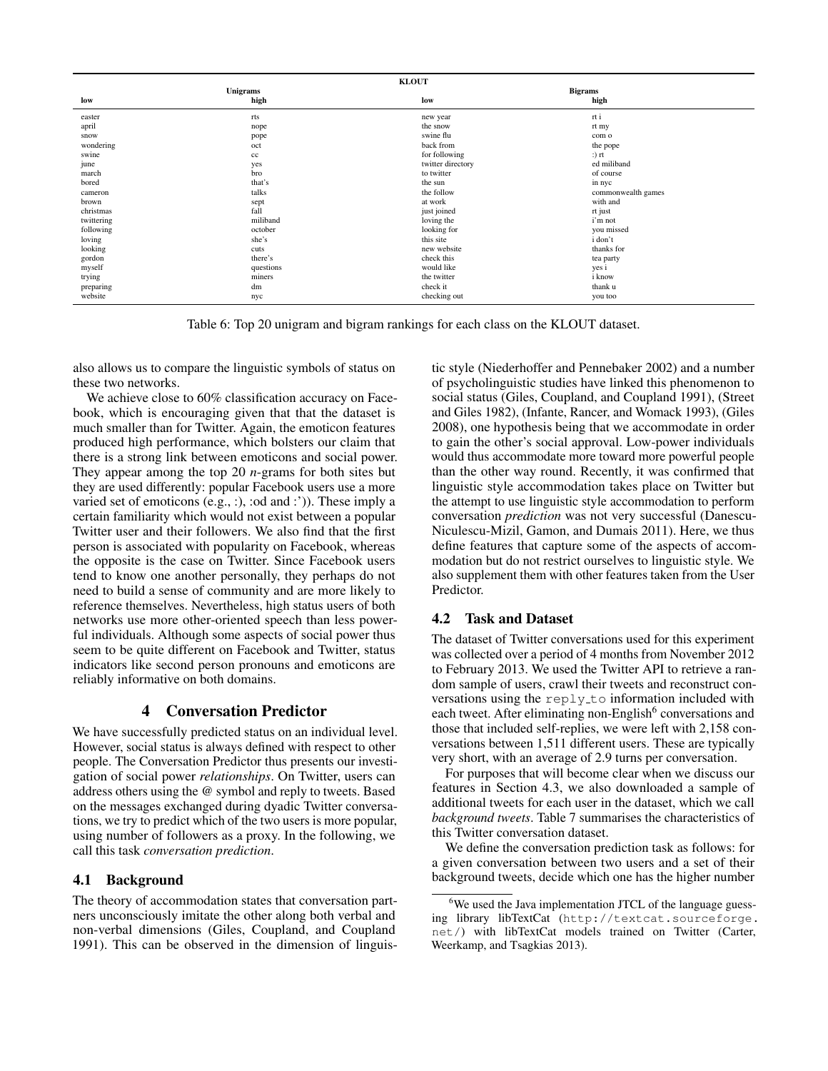| KLOUT | | | |
|---|---|---|---|
| Unigrams | | Bigrams | |
| low | high | low | high |
| easter | rts | new year | rt i |
| april | nope | the snow | rt my |
| snow | pope | swine flu | com o |
| wondering | oct | back from | the pope |
| swine | cc | for following | :) rt |
| june | yes | twitter directory | ed miliband |
| march | bro | to twitter | of course |
| bored | that's | the sun | in nyc |
| cameron | talks | the follow | commonwealth games |
| brown | sept | at work | with and |
| christmas | fall | just joined | rt just |
| twittering | miliband | loving the | i'm not |
| following | october | looking for | you missed |
| loving | she's | this site | i don't |
| looking | cuts | new website | thanks for |
| gordon | there's | check this | tea party |
| myself | questions | would like | yes i |
| trying | miners | the twitter | i know |
| preparing | dm | check it | thank u |
| website | nyc | checking out | you too |

Table 6: Top 20 unigram and bigram rankings for each class on the KLOUT dataset.

also allows us to compare the linguistic symbols of status on these two networks.

We achieve close to 60% classification accuracy on Facebook, which is encouraging given that that the dataset is much smaller than for Twitter. Again, the emoticon features produced high performance, which bolsters our claim that there is a strong link between emoticons and social power. They appear among the top 20 *n*-grams for both sites but they are used differently: popular Facebook users use a more varied set of emoticons (e.g., :), :od and :')). These imply a certain familiarity which would not exist between a popular Twitter user and their followers. We also find that the first person is associated with popularity on Facebook, whereas the opposite is the case on Twitter. Since Facebook users tend to know one another personally, they perhaps do not need to build a sense of community and are more likely to reference themselves. Nevertheless, high status users of both networks use more other-oriented speech than less powerful individuals. Although some aspects of social power thus seem to be quite different on Facebook and Twitter, status indicators like second person pronouns and emoticons are reliably informative on both domains.

# 4 Conversation Predictor

We have successfully predicted status on an individual level. However, social status is always defined with respect to other people. The Conversation Predictor thus presents our investigation of social power *relationships*. On Twitter, users can address others using the @ symbol and reply to tweets. Based on the messages exchanged during dyadic Twitter conversations, we try to predict which of the two users is more popular, using number of followers as a proxy. In the following, we call this task *conversation prediction*.

## 4.1 Background

The theory of accommodation states that conversation partners unconsciously imitate the other along both verbal and non-verbal dimensions (Giles, Coupland, and Coupland 1991). This can be observed in the dimension of linguistic style (Niederhoffer and Pennebaker 2002) and a number of psycholinguistic studies have linked this phenomenon to social status (Giles, Coupland, and Coupland 1991), (Street and Giles 1982), (Infante, Rancer, and Womack 1993), (Giles 2008), one hypothesis being that we accommodate in order to gain the other's social approval. Low-power individuals would thus accommodate more toward more powerful people than the other way round. Recently, it was confirmed that linguistic style accommodation takes place on Twitter but the attempt to use linguistic style accommodation to perform conversation *prediction* was not very successful (Danescu-Niculescu-Mizil, Gamon, and Dumais 2011). Here, we thus define features that capture some of the aspects of accommodation but do not restrict ourselves to linguistic style. We also supplement them with other features taken from the User Predictor.

## 4.2 Task and Dataset

The dataset of Twitter conversations used for this experiment was collected over a period of 4 months from November 2012 to February 2013. We used the Twitter API to retrieve a random sample of users, crawl their tweets and reconstruct conversations using the `reply_to` information included with each tweet. After eliminating non-English[6] conversations and those that included self-replies, we were left with 2,158 conversations between 1,511 different users. These are typically very short, with an average of 2.9 turns per conversation.

For purposes that will become clear when we discuss our features in Section 4.3, we also downloaded a sample of additional tweets for each user in the dataset, which we call *background tweets*. Table 7 summarises the characteristics of this Twitter conversation dataset.

We define the conversation prediction task as follows: for a given conversation between two users and a set of their background tweets, decide which one has the higher number

[6] We used the Java implementation JTCL of the language guessing library libTextCat (`http://textcat.sourceforge.net/`) with libTextCat models trained on Twitter (Carter, Weerkamp, and Tsagkias 2013).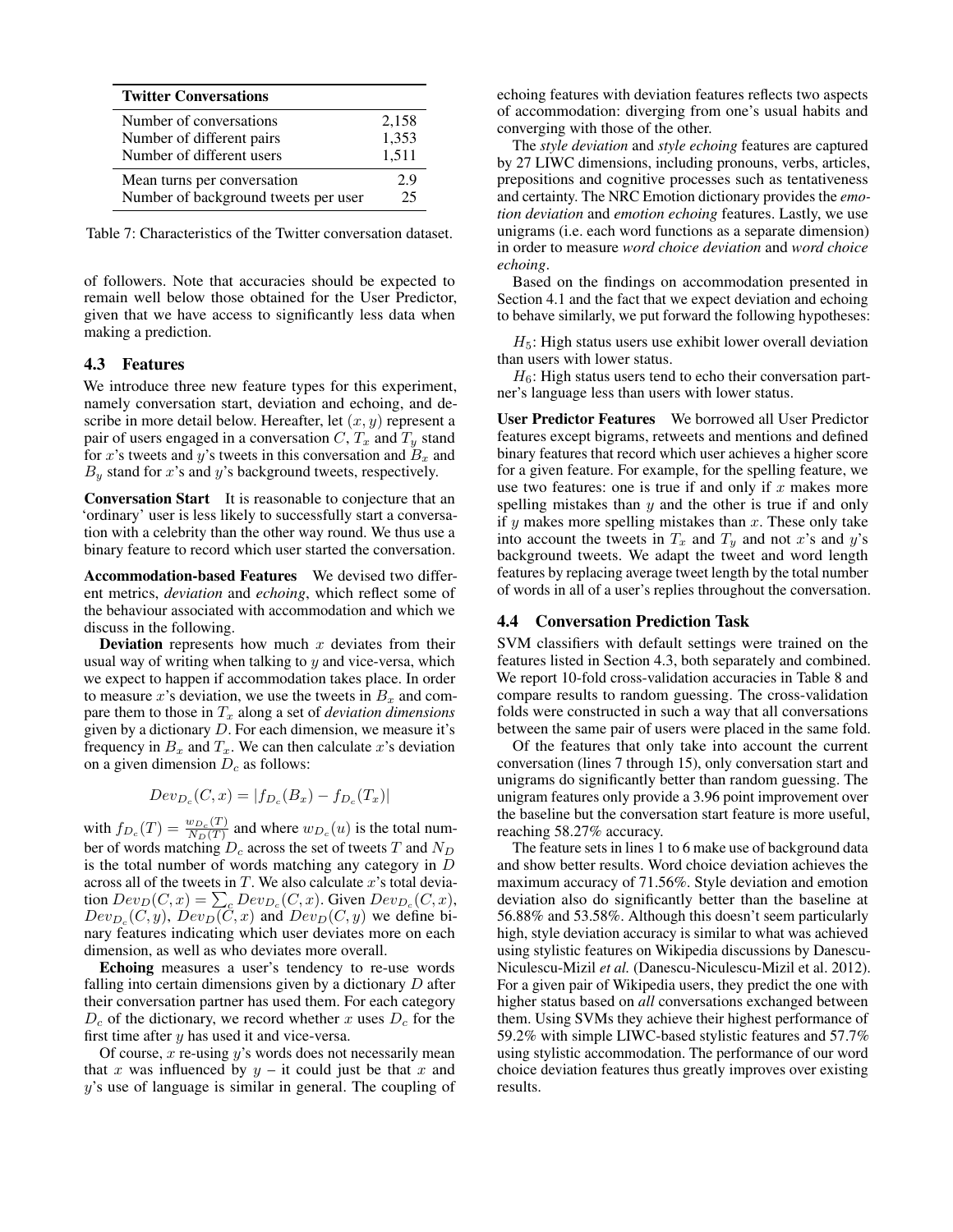| Twitter Conversations | |
|---|---|
| Number of conversations | 2,158 |
| Number of different pairs | 1,353 |
| Number of different users | 1,511 |
| Mean turns per conversation | 2.9 |
| Number of background tweets per user | 25 |

Table 7: Characteristics of the Twitter conversation dataset.

of followers. Note that accuracies should be expected to remain well below those obtained for the User Predictor, given that we have access to significantly less data when making a prediction.

### 4.3 Features

We introduce three new feature types for this experiment, namely conversation start, deviation and echoing, and describe in more detail below. Hereafter, let $(x, y)$ represent a pair of users engaged in a conversation $C$, $T_x$ and $T_y$ stand for $x$'s tweets and $y$'s tweets in this conversation and $B_x$ and $B_y$ stand for $x$'s and $y$'s background tweets, respectively.

**Conversation Start** It is reasonable to conjecture that an 'ordinary' user is less likely to successfully start a conversation with a celebrity than the other way round. We thus use a binary feature to record which user started the conversation.

**Accommodation-based Features** We devised two different metrics, *deviation* and *echoing*, which reflect some of the behaviour associated with accommodation and which we discuss in the following.

**Deviation** represents how much $x$ deviates from their usual way of writing when talking to $y$ and vice-versa, which we expect to happen if accommodation takes place. In order to measure $x$'s deviation, we use the tweets in $B_x$ and compare them to those in $T_x$ along a set of *deviation dimensions* given by a dictionary $D$. For each dimension, we measure it's frequency in $B_x$ and $T_x$. We can then calculate $x$'s deviation on a given dimension $D_c$ as follows:

$$Dev_{D_c}(C, x) = |f_{D_c}(B_x) - f_{D_c}(T_x)|$$

with $f_{D_c}(T) = \frac{w_{D_c}(T)}{N_D(T)}$ and where $w_{D_c}(u)$ is the total number of words matching $D_c$ across the set of tweets $T$ and $N_D$ is the total number of words matching any category in $D$ across all of the tweets in $T$. We also calculate $x$'s total deviation $Dev_D(C, x) = \sum_c Dev_{D_c}(C, x)$. Given $Dev_{D_c}(C, x)$, $Dev_{D_c}(C, y)$, $Dev_D(C, x)$ and $Dev_D(C, y)$ we define binary features indicating which user deviates more on each dimension, as well as who deviates more overall.

**Echoing** measures a user's tendency to re-use words falling into certain dimensions given by a dictionary $D$ after their conversation partner has used them. For each category $D_c$ of the dictionary, we record whether $x$ uses $D_c$ for the first time after $y$ has used it and vice-versa.

Of course, $x$ re-using $y$'s words does not necessarily mean that $x$ was influenced by $y$ – it could just be that $x$ and $y$'s use of language is similar in general. The coupling of echoing features with deviation features reflects two aspects of accommodation: diverging from one's usual habits and converging with those of the other.

The *style deviation* and *style echoing* features are captured by 27 LIWC dimensions, including pronouns, verbs, articles, prepositions and cognitive processes such as tentativeness and certainty. The NRC Emotion dictionary provides the *emotion deviation* and *emotion echoing* features. Lastly, we use unigrams (i.e. each word functions as a separate dimension) in order to measure *word choice deviation* and *word choice echoing*.

Based on the findings on accommodation presented in Section 4.1 and the fact that we expect deviation and echoing to behave similarly, we put forward the following hypotheses:

$H_5$: High status users use exhibit lower overall deviation than users with lower status.

$H_6$: High status users tend to echo their conversation partner's language less than users with lower status.

**User Predictor Features** We borrowed all User Predictor features except bigrams, retweets and mentions and defined binary features that record which user achieves a higher score for a given feature. For example, for the spelling feature, we use two features: one is true if and only if $x$ makes more spelling mistakes than $y$ and the other is true if and only if $y$ makes more spelling mistakes than $x$. These only take into account the tweets in $T_x$ and $T_y$ and not $x$'s and $y$'s background tweets. We adapt the tweet and word length features by replacing average tweet length by the total number of words in all of a user's replies throughout the conversation.

### 4.4 Conversation Prediction Task

SVM classifiers with default settings were trained on the features listed in Section 4.3, both separately and combined. We report 10-fold cross-validation accuracies in Table 8 and compare results to random guessing. The cross-validation folds were constructed in such a way that all conversations between the same pair of users were placed in the same fold.

Of the features that only take into account the current conversation (lines 7 through 15), only conversation start and unigrams do significantly better than random guessing. The unigram features only provide a 3.96 point improvement over the baseline but the conversation start feature is more useful, reaching 58.27% accuracy.

The feature sets in lines 1 to 6 make use of background data and show better results. Word choice deviation achieves the maximum accuracy of 71.56%. Style deviation and emotion deviation also do significantly better than the baseline at 56.88% and 53.58%. Although this doesn't seem particularly high, style deviation accuracy is similar to what was achieved using stylistic features on Wikipedia discussions by Danescu-Niculescu-Mizil *et al.* (Danescu-Niculescu-Mizil et al. 2012). For a given pair of Wikipedia users, they predict the one with higher status based on *all* conversations exchanged between them. Using SVMs they achieve their highest performance of 59.2% with simple LIWC-based stylistic features and 57.7% using stylistic accommodation. The performance of our word choice deviation features thus greatly improves over existing results.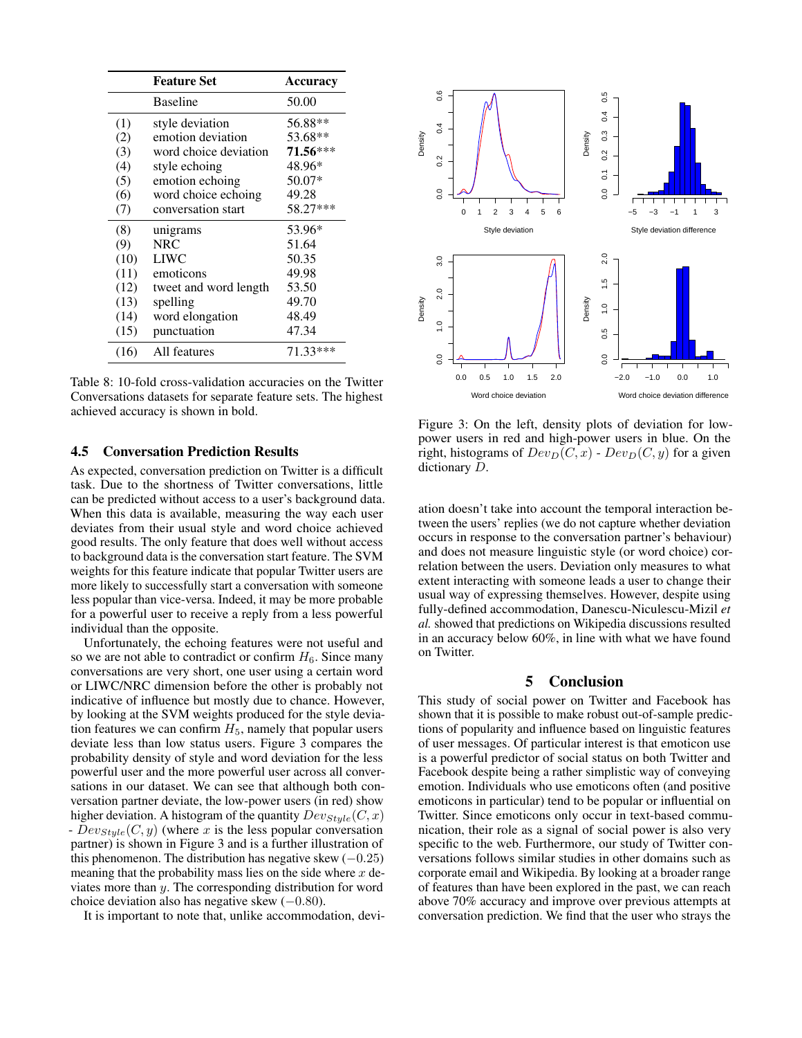| | Feature Set | Accuracy |
|---|---|---|
| | Baseline | 50.00 |
| (1) | style deviation | 56.88** |
| (2) | emotion deviation | 53.68** |
| (3) | word choice deviation | **71.56***\*** |
| (4) | style echoing | 48.96* |
| (5) | emotion echoing | 50.07* |
| (6) | word choice echoing | 49.28 |
| (7) | conversation start | 58.27*** |
| (8) | unigrams | 53.96* |
| (9) | NRC | 51.64 |
| (10) | LIWC | 50.35 |
| (11) | emoticons | 49.98 |
| (12) | tweet and word length | 53.50 |
| (13) | spelling | 49.70 |
| (14) | word elongation | 48.49 |
| (15) | punctuation | 47.34 |
| (16) | All features | 71.33*** |

Table 8: 10-fold cross-validation accuracies on the Twitter Conversations datasets for separate feature sets. The highest achieved accuracy is shown in bold.

### 4.5 Conversation Prediction Results

As expected, conversation prediction on Twitter is a difficult task. Due to the shortness of Twitter conversations, little can be predicted without access to a user's background data. When this data is available, measuring the way each user deviates from their usual style and word choice achieved good results. The only feature that does well without access to background data is the conversation start feature. The SVM weights for this feature indicate that popular Twitter users are more likely to successfully start a conversation with someone less popular than vice-versa. Indeed, it may be more probable for a powerful user to receive a reply from a less powerful individual than the opposite.

Unfortunately, the echoing features were not useful and so we are not able to contradict or confirm $H_6$. Since many conversations are very short, one user using a certain word or LIWC/NRC dimension before the other is probably not indicative of influence but mostly due to chance. However, by looking at the SVM weights produced for the style deviation features we can confirm $H_5$, namely that popular users deviate less than low status users. Figure 3 compares the probability density of style and word deviation for the less powerful user and the more powerful user across all conversations in our dataset. We can see that although both conversation partner deviate, the low-power users (in red) show higher deviation. A histogram of the quantity $Dev_{Style}(C, x)$ - $Dev_{Style}(C, y)$ (where $x$ is the less popular conversation partner) is shown in Figure 3 and is a further illustration of this phenomenon. The distribution has negative skew ($-0.25$) meaning that the probability mass lies on the side where $x$ deviates more than $y$. The corresponding distribution for word choice deviation also has negative skew ($-0.80$).

It is important to note that, unlike accommodation, deviation doesn't take into account the temporal interaction between the users' replies (we do not capture whether deviation occurs in response to the conversation partner's behaviour) and does not measure linguistic style (or word choice) correlation between the users. Deviation only measures to what extent interacting with someone leads a user to change their usual way of expressing themselves. However, despite using fully-defined accommodation, Danescu-Niculescu-Mizil *et al.* showed that predictions on Wikipedia discussions resulted in an accuracy below 60%, in line with what we have found on Twitter.

Figure 3: On the left, density plots of deviation for low-power users in red and high-power users in blue. On the right, histograms of $Dev_D(C, x)$ - $Dev_D(C, y)$ for a given dictionary $D$.

## 5 Conclusion

This study of social power on Twitter and Facebook has shown that it is possible to make robust out-of-sample predictions of popularity and influence based on linguistic features of user messages. Of particular interest is that emoticon use is a powerful predictor of social status on both Twitter and Facebook despite being a rather simplistic way of conveying emotion. Individuals who use emoticons often (and positive emoticons in particular) tend to be popular or influential on Twitter. Since emoticons only occur in text-based communication, their role as a signal of social power is also very specific to the web. Furthermore, our study of Twitter conversations follows similar studies in other domains such as corporate email and Wikipedia. By looking at a broader range of features than have been explored in the past, we can reach above 70% accuracy and improve over previous attempts at conversation prediction. We find that the user who strays the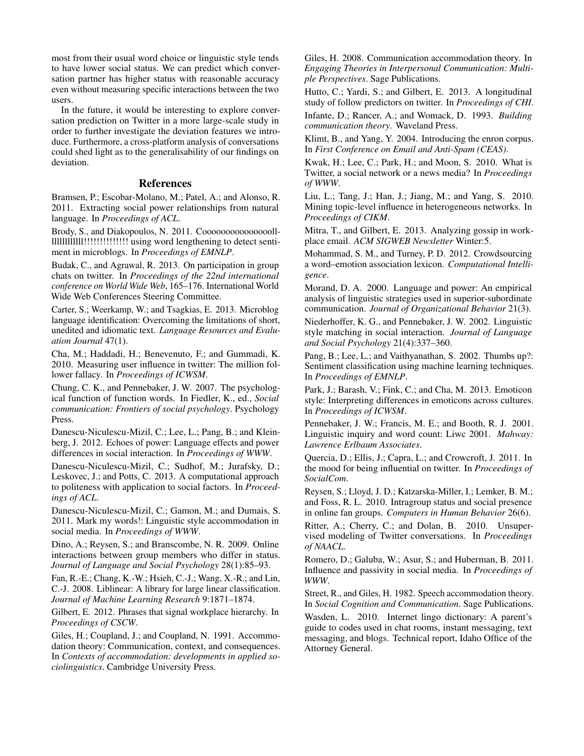most from their usual word choice or linguistic style tends to have lower social status. We can predict which conversation partner has higher status with reasonable accuracy even without measuring specific interactions between the two users.

In the future, it would be interesting to explore conversation prediction on Twitter in a more large-scale study in order to further investigate the deviation features we introduce. Furthermore, a cross-platform analysis of conversations could shed light as to the generalisability of our findings on deviation.

## References

Bramsen, P.; Escobar-Molano, M.; Patel, A.; and Alonso, R. 2011. Extracting social power relationships from natural language. In *Proceedings of ACL*.

Brody, S., and Diakopoulos, N. 2011. Cooooooooooooooollllllllllllll!!!!!!!!!!!!!! using word lengthening to detect sentiment in microblogs. In *Proceedings of EMNLP*.

Budak, C., and Agrawal, R. 2013. On participation in group chats on twitter. In *Proceedings of the 22nd international conference on World Wide Web*, 165–176. International World Wide Web Conferences Steering Committee.

Carter, S.; Weerkamp, W.; and Tsagkias, E. 2013. Microblog language identification: Overcoming the limitations of short, unedited and idiomatic text. *Language Resources and Evaluation Journal* 47(1).

Cha, M.; Haddadi, H.; Benevenuto, F.; and Gummadi, K. 2010. Measuring user influence in twitter: The million follower fallacy. In *Proceedings of ICWSM*.

Chung, C. K., and Pennebaker, J. W. 2007. The psychological function of function words. In Fiedler, K., ed., *Social communication: Frontiers of social psychology*. Psychology Press.

Danescu-Niculescu-Mizil, C.; Lee, L.; Pang, B.; and Kleinberg, J. 2012. Echoes of power: Language effects and power differences in social interaction. In *Proceedings of WWW*.

Danescu-Niculescu-Mizil, C.; Sudhof, M.; Jurafsky, D.; Leskovec, J.; and Potts, C. 2013. A computational approach to politeness with application to social factors. In *Proceedings of ACL*.

Danescu-Niculescu-Mizil, C.; Gamon, M.; and Dumais, S. 2011. Mark my words!: Linguistic style accommodation in social media. In *Proceedings of WWW*.

Dino, A.; Reysen, S.; and Branscombe, N. R. 2009. Online interactions between group members who differ in status. *Journal of Language and Social Psychology* 28(1):85–93.

Fan, R.-E.; Chang, K.-W.; Hsieh, C.-J.; Wang, X.-R.; and Lin, C.-J. 2008. Liblinear: A library for large linear classification. *Journal of Machine Learning Research* 9:1871–1874.

Gilbert, E. 2012. Phrases that signal workplace hierarchy. In *Proceedings of CSCW*.

Giles, H.; Coupland, J.; and Coupland, N. 1991. Accommodation theory: Communication, context, and consequences. In *Contexts of accommodation: developments in applied sociolinguistics*. Cambridge University Press.

Giles, H. 2008. Communication accommodation theory. In *Engaging Theories in Interpersonal Communication: Multiple Perspectives*. Sage Publications.

Hutto, C.; Yardi, S.; and Gilbert, E. 2013. A longitudinal study of follow predictors on twitter. In *Proceedings of CHI*.

Infante, D.; Rancer, A.; and Womack, D. 1993. *Building communication theory*. Waveland Press.

Klimt, B., and Yang, Y. 2004. Introducing the enron corpus. In *First Conference on Email and Anti-Spam (CEAS)*.

Kwak, H.; Lee, C.; Park, H.; and Moon, S. 2010. What is Twitter, a social network or a news media? In *Proceedings of WWW*.

Liu, L.; Tang, J.; Han, J.; Jiang, M.; and Yang, S. 2010. Mining topic-level influence in heterogeneous networks. In *Proceedings of CIKM*.

Mitra, T., and Gilbert, E. 2013. Analyzing gossip in workplace email. *ACM SIGWEB Newsletter* Winter:5.

Mohammad, S. M., and Turney, P. D. 2012. Crowdsourcing a word–emotion association lexicon. *Computational Intelligence*.

Morand, D. A. 2000. Language and power: An empirical analysis of linguistic strategies used in superior-subordinate communication. *Journal of Organizational Behavior* 21(3).

Niederhoffer, K. G., and Pennebaker, J. W. 2002. Linguistic style matching in social interaction. *Journal of Language and Social Psychology* 21(4):337–360.

Pang, B.; Lee, L.; and Vaithyanathan, S. 2002. Thumbs up?: Sentiment classification using machine learning techniques. In *Proceedings of EMNLP*.

Park, J.; Barash, V.; Fink, C.; and Cha, M. 2013. Emoticon style: Interpreting differences in emoticons across cultures. In *Proceedings of ICWSM*.

Pennebaker, J. W.; Francis, M. E.; and Booth, R. J. 2001. Linguistic inquiry and word count: Liwc 2001. *Mahway: Lawrence Erlbaum Associates*.

Quercia, D.; Ellis, J.; Capra, L.; and Crowcroft, J. 2011. In the mood for being influential on twitter. In *Proceedings of SocialCom*.

Reysen, S.; Lloyd, J. D.; Katzarska-Miller, I.; Lemker, B. M.; and Foss, R. L. 2010. Intragroup status and social presence in online fan groups. *Computers in Human Behavior* 26(6).

Ritter, A.; Cherry, C.; and Dolan, B. 2010. Unsupervised modeling of Twitter conversations. In *Proceedings of NAACL*.

Romero, D.; Galuba, W.; Asur, S.; and Huberman, B. 2011. Influence and passivity in social media. In *Proceedings of WWW*.

Street, R., and Giles, H. 1982. Speech accommodation theory. In *Social Cognition and Communication*. Sage Publications.

Wasden, L. 2010. Internet lingo dictionary: A parent's guide to codes used in chat rooms, instant messaging, text messaging, and blogs. Technical report, Idaho Office of the Attorney General.